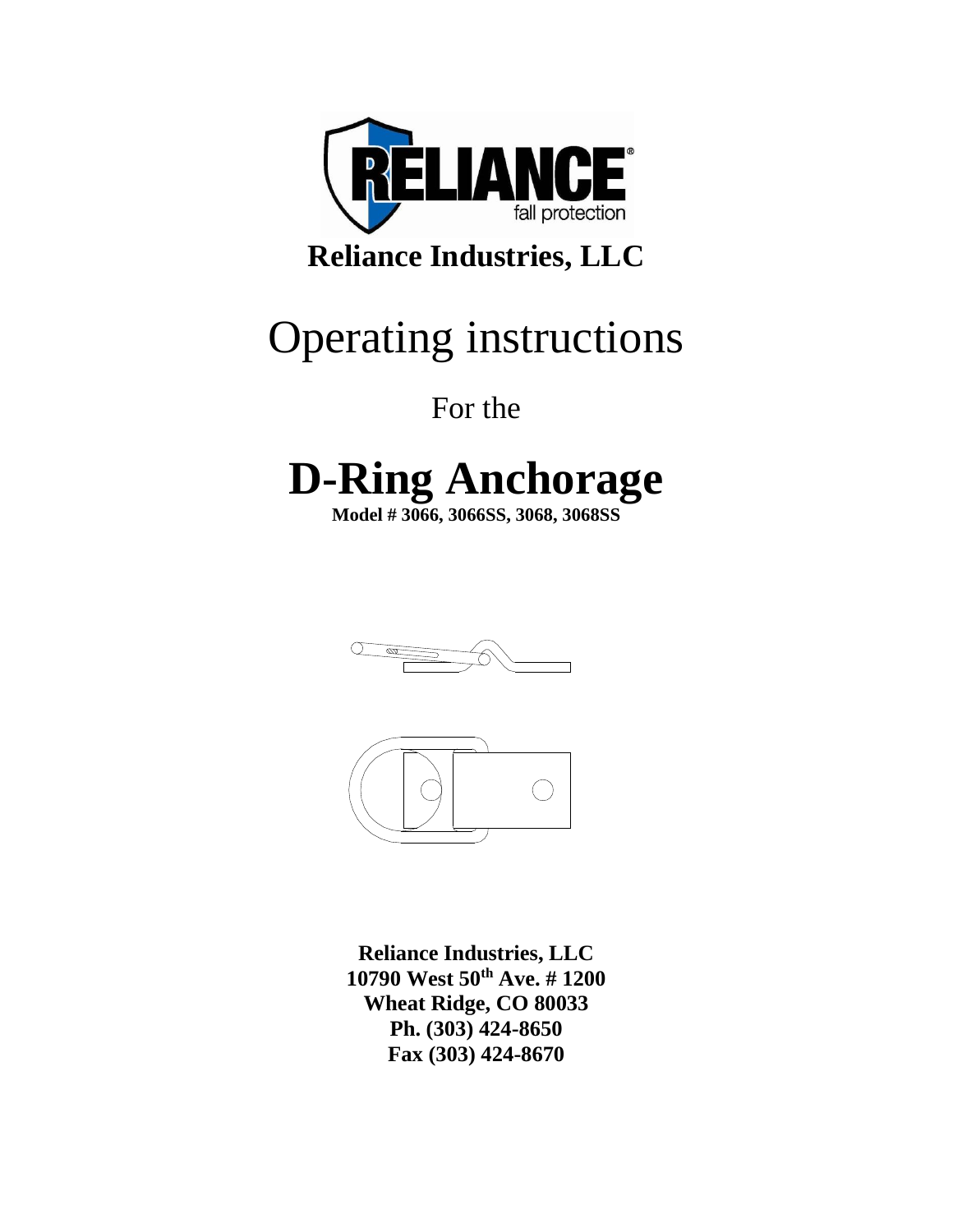**Reliance Industries, LLC**

# Operating instructions

For the

# D-Ring Anchorage

**Model # 3066, 3066SS, 3068, 3068SS**

**Reliance Industries, LLC**
**10790 West 50th Ave. # 1200**
**Wheat Ridge, CO 80033**
**Ph. (303) 424-8650**
**Fax (303) 424-8670**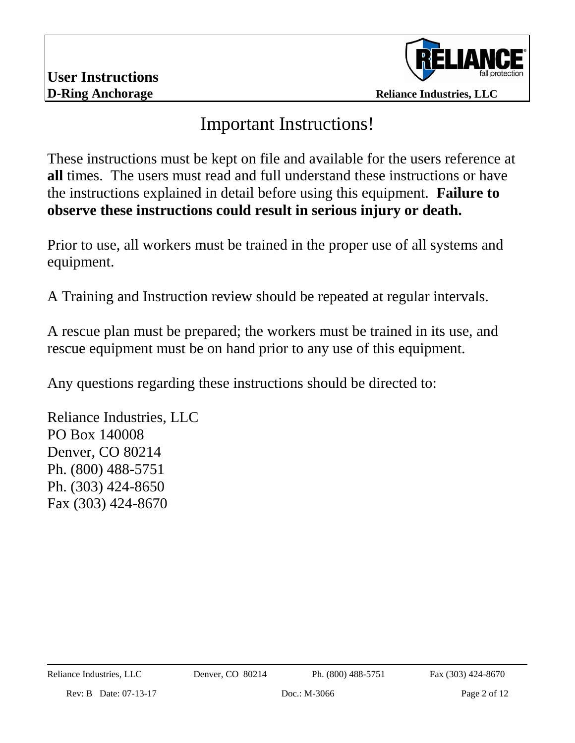# Important Instructions!

These instructions must be kept on file and available for the users reference at **all** times. The users must read and full understand these instructions or have the instructions explained in detail before using this equipment. **Failure to observe these instructions could result in serious injury or death.**

Prior to use, all workers must be trained in the proper use of all systems and equipment.

A Training and Instruction review should be repeated at regular intervals.

A rescue plan must be prepared; the workers must be trained in its use, and rescue equipment must be on hand prior to any use of this equipment.

Any questions regarding these instructions should be directed to:

Reliance Industries, LLC
PO Box 140008
Denver, CO 80214
Ph. (800) 488-5751
Ph. (303) 424-8650
Fax (303) 424-8670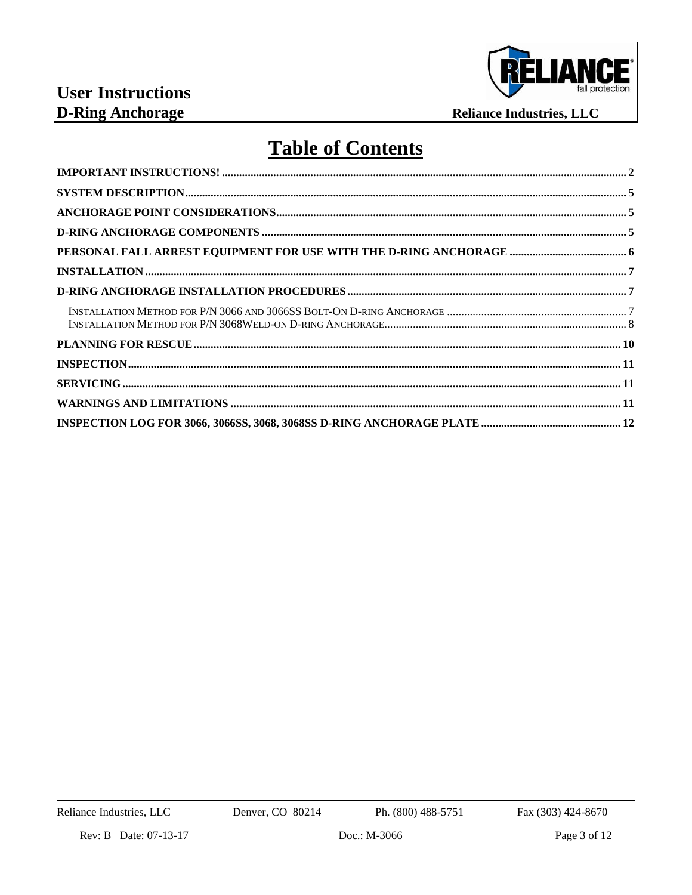# Table of Contents

**IMPORTANT INSTRUCTIONS!** .......... 2

**SYSTEM DESCRIPTION** .......... 5

**ANCHORAGE POINT CONSIDERATIONS** .......... 5

**D-RING ANCHORAGE COMPONENTS** .......... 5

**PERSONAL FALL ARREST EQUIPMENT FOR USE WITH THE D-RING ANCHORAGE** .......... 6

**INSTALLATION** .......... 7

**D-RING ANCHORAGE INSTALLATION PROCEDURES** .......... 7

- INSTALLATION METHOD FOR P/N 3066 AND 3066SS BOLT-ON D-RING ANCHORAGE .......... 7
- INSTALLATION METHOD FOR P/N 3068WELD-ON D-RING ANCHORAGE .......... 8

**PLANNING FOR RESCUE** .......... 10

**INSPECTION** .......... 11

**SERVICING** .......... 11

**WARNINGS AND LIMITATIONS** .......... 11

**INSPECTION LOG FOR 3066, 3066SS, 3068, 3068SS D-RING ANCHORAGE PLATE** .......... 12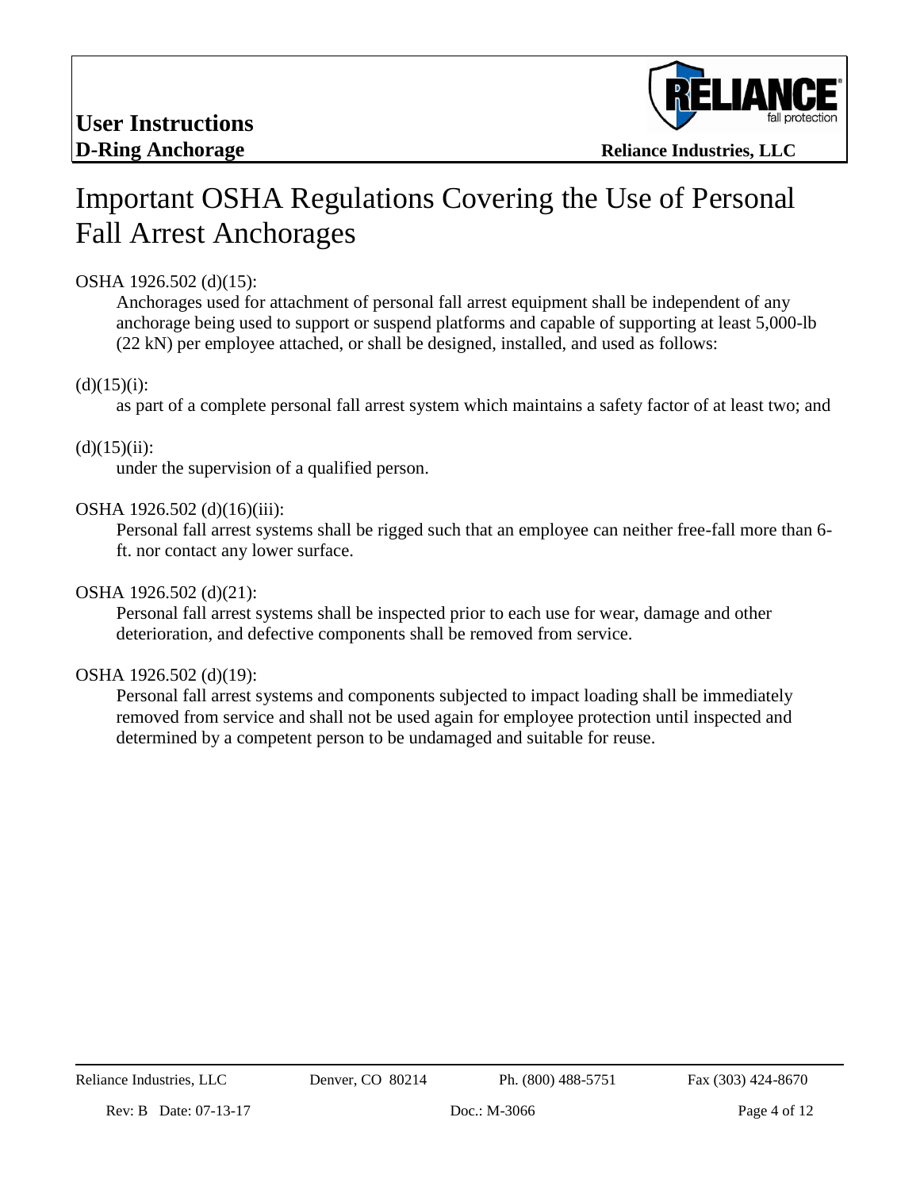# Important OSHA Regulations Covering the Use of Personal Fall Arrest Anchorages

OSHA 1926.502 (d)(15):

Anchorages used for attachment of personal fall arrest equipment shall be independent of any anchorage being used to support or suspend platforms and capable of supporting at least 5,000-lb (22 kN) per employee attached, or shall be designed, installed, and used as follows:

(d)(15)(i):

as part of a complete personal fall arrest system which maintains a safety factor of at least two; and

(d)(15)(ii):

under the supervision of a qualified person.

OSHA 1926.502 (d)(16)(iii):

Personal fall arrest systems shall be rigged such that an employee can neither free-fall more than 6-ft. nor contact any lower surface.

OSHA 1926.502 (d)(21):

Personal fall arrest systems shall be inspected prior to each use for wear, damage and other deterioration, and defective components shall be removed from service.

OSHA 1926.502 (d)(19):

Personal fall arrest systems and components subjected to impact loading shall be immediately removed from service and shall not be used again for employee protection until inspected and determined by a competent person to be undamaged and suitable for reuse.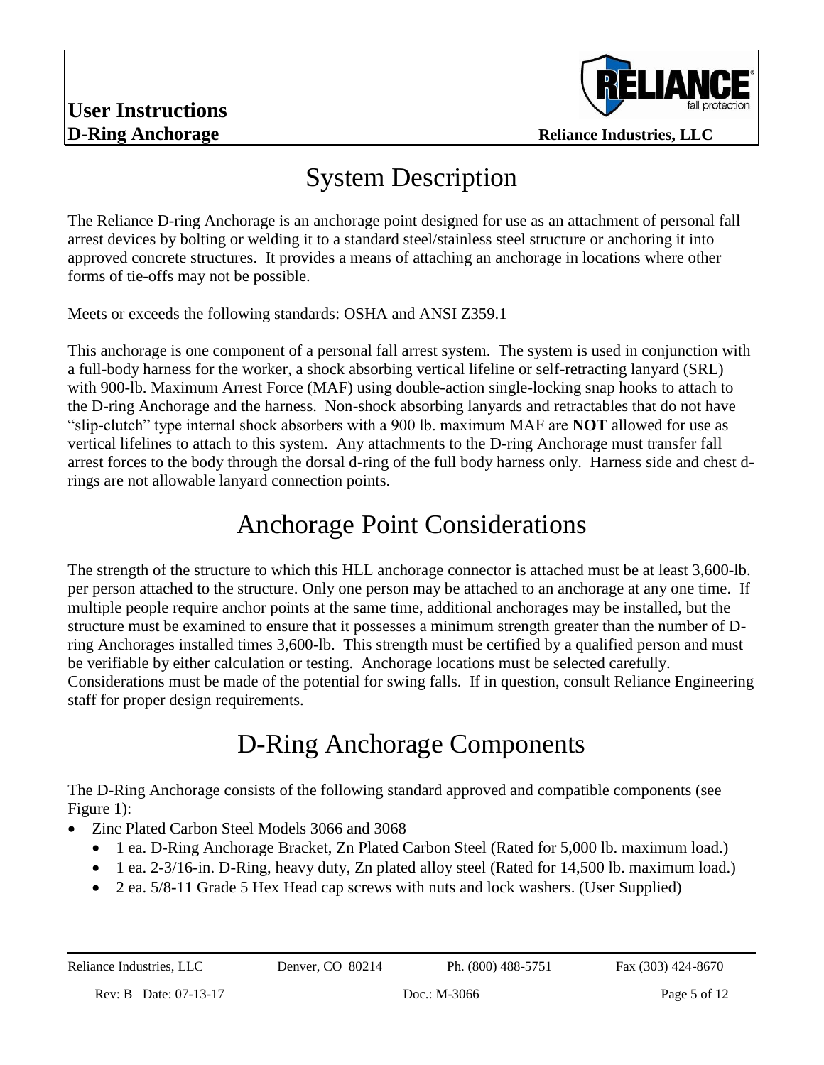# System Description

The Reliance D-ring Anchorage is an anchorage point designed for use as an attachment of personal fall arrest devices by bolting or welding it to a standard steel/stainless steel structure or anchoring it into approved concrete structures. It provides a means of attaching an anchorage in locations where other forms of tie-offs may not be possible.

Meets or exceeds the following standards: OSHA and ANSI Z359.1

This anchorage is one component of a personal fall arrest system. The system is used in conjunction with a full-body harness for the worker, a shock absorbing vertical lifeline or self-retracting lanyard (SRL) with 900-lb. Maximum Arrest Force (MAF) using double-action single-locking snap hooks to attach to the D-ring Anchorage and the harness. Non-shock absorbing lanyards and retractables that do not have "slip-clutch" type internal shock absorbers with a 900 lb. maximum MAF are **NOT** allowed for use as vertical lifelines to attach to this system. Any attachments to the D-ring Anchorage must transfer fall arrest forces to the body through the dorsal d-ring of the full body harness only. Harness side and chest d-rings are not allowable lanyard connection points.

# Anchorage Point Considerations

The strength of the structure to which this HLL anchorage connector is attached must be at least 3,600-lb. per person attached to the structure. Only one person may be attached to an anchorage at any one time. If multiple people require anchor points at the same time, additional anchorages may be installed, but the structure must be examined to ensure that it possesses a minimum strength greater than the number of D-ring Anchorages installed times 3,600-lb. This strength must be certified by a qualified person and must be verifiable by either calculation or testing. Anchorage locations must be selected carefully. Considerations must be made of the potential for swing falls. If in question, consult Reliance Engineering staff for proper design requirements.

# D-Ring Anchorage Components

The D-Ring Anchorage consists of the following standard approved and compatible components (see Figure 1):

- Zinc Plated Carbon Steel Models 3066 and 3068
  - 1 ea. D-Ring Anchorage Bracket, Zn Plated Carbon Steel (Rated for 5,000 lb. maximum load.)
  - 1 ea. 2-3/16-in. D-Ring, heavy duty, Zn plated alloy steel (Rated for 14,500 lb. maximum load.)
  - 2 ea. 5/8-11 Grade 5 Hex Head cap screws with nuts and lock washers. (User Supplied)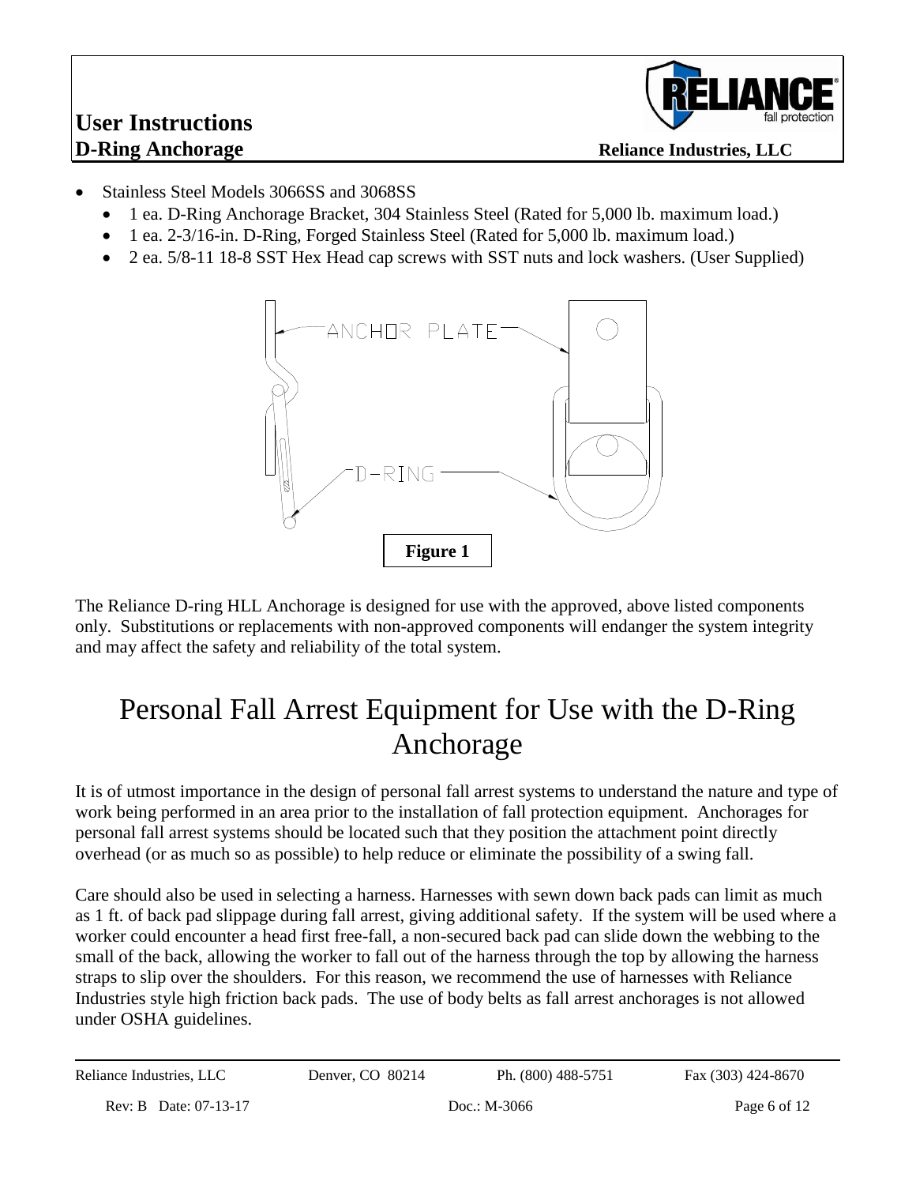- Stainless Steel Models 3066SS and 3068SS
  - 1 ea. D-Ring Anchorage Bracket, 304 Stainless Steel (Rated for 5,000 lb. maximum load.)
  - 1 ea. 2-3/16-in. D-Ring, Forged Stainless Steel (Rated for 5,000 lb. maximum load.)
  - 2 ea. 5/8-11 18-8 SST Hex Head cap screws with SST nuts and lock washers. (User Supplied)

ANCHOR PLATE

D-RING

**Figure 1**

The Reliance D-ring HLL Anchorage is designed for use with the approved, above listed components only. Substitutions or replacements with non-approved components will endanger the system integrity and may affect the safety and reliability of the total system.

# Personal Fall Arrest Equipment for Use with the D-Ring Anchorage

It is of utmost importance in the design of personal fall arrest systems to understand the nature and type of work being performed in an area prior to the installation of fall protection equipment. Anchorages for personal fall arrest systems should be located such that they position the attachment point directly overhead (or as much so as possible) to help reduce or eliminate the possibility of a swing fall.

Care should also be used in selecting a harness. Harnesses with sewn down back pads can limit as much as 1 ft. of back pad slippage during fall arrest, giving additional safety. If the system will be used where a worker could encounter a head first free-fall, a non-secured back pad can slide down the webbing to the small of the back, allowing the worker to fall out of the harness through the top by allowing the harness straps to slip over the shoulders. For this reason, we recommend the use of harnesses with Reliance Industries style high friction back pads. The use of body belts as fall arrest anchorages is not allowed under OSHA guidelines.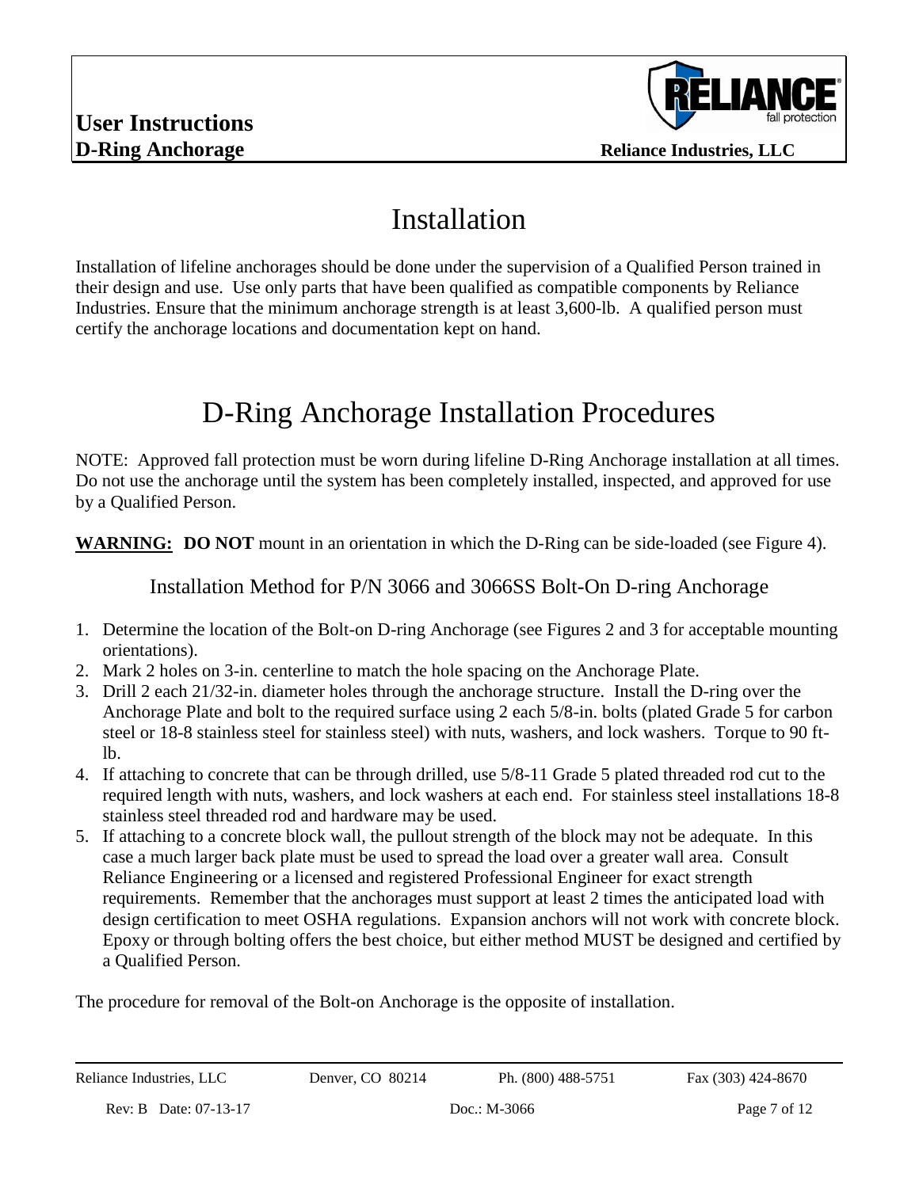# Installation

Installation of lifeline anchorages should be done under the supervision of a Qualified Person trained in their design and use. Use only parts that have been qualified as compatible components by Reliance Industries. Ensure that the minimum anchorage strength is at least 3,600-lb. A qualified person must certify the anchorage locations and documentation kept on hand.

# D-Ring Anchorage Installation Procedures

NOTE: Approved fall protection must be worn during lifeline D-Ring Anchorage installation at all times. Do not use the anchorage until the system has been completely installed, inspected, and approved for use by a Qualified Person.

**WARNING:** **DO NOT** mount in an orientation in which the D-Ring can be side-loaded (see Figure 4).

## Installation Method for P/N 3066 and 3066SS Bolt-On D-ring Anchorage

1. Determine the location of the Bolt-on D-ring Anchorage (see Figures 2 and 3 for acceptable mounting orientations).
2. Mark 2 holes on 3-in. centerline to match the hole spacing on the Anchorage Plate.
3. Drill 2 each 21/32-in. diameter holes through the anchorage structure. Install the D-ring over the Anchorage Plate and bolt to the required surface using 2 each 5/8-in. bolts (plated Grade 5 for carbon steel or 18-8 stainless steel for stainless steel) with nuts, washers, and lock washers. Torque to 90 ft-lb.
4. If attaching to concrete that can be through drilled, use 5/8-11 Grade 5 plated threaded rod cut to the required length with nuts, washers, and lock washers at each end. For stainless steel installations 18-8 stainless steel threaded rod and hardware may be used.
5. If attaching to a concrete block wall, the pullout strength of the block may not be adequate. In this case a much larger back plate must be used to spread the load over a greater wall area. Consult Reliance Engineering or a licensed and registered Professional Engineer for exact strength requirements. Remember that the anchorages must support at least 2 times the anticipated load with design certification to meet OSHA regulations. Expansion anchors will not work with concrete block. Epoxy or through bolting offers the best choice, but either method MUST be designed and certified by a Qualified Person.

The procedure for removal of the Bolt-on Anchorage is the opposite of installation.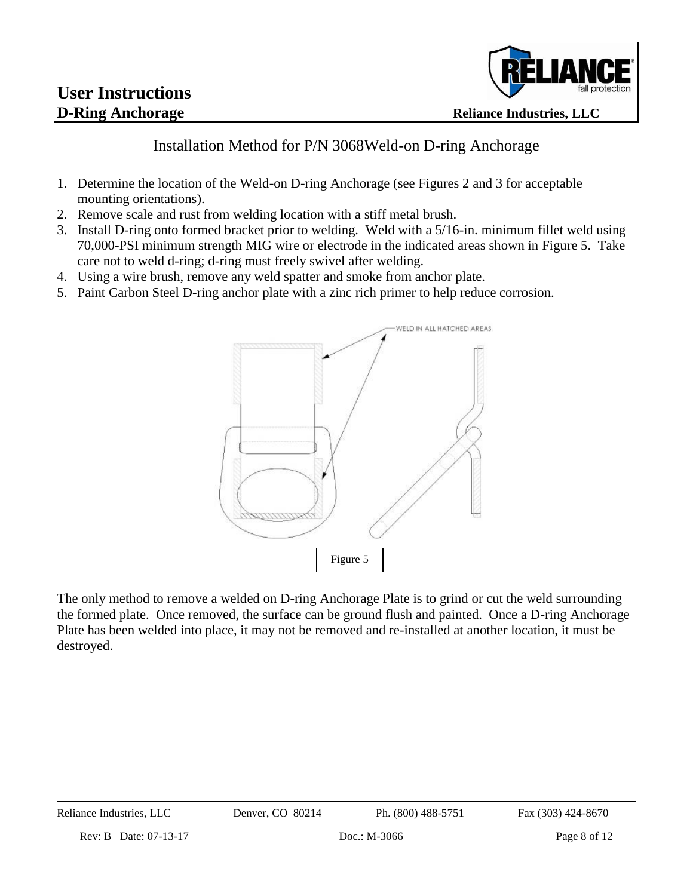## Installation Method for P/N 3068Weld-on D-ring Anchorage

1. Determine the location of the Weld-on D-ring Anchorage (see Figures 2 and 3 for acceptable mounting orientations).
2. Remove scale and rust from welding location with a stiff metal brush.
3. Install D-ring onto formed bracket prior to welding. Weld with a 5/16-in. minimum fillet weld using 70,000-PSI minimum strength MIG wire or electrode in the indicated areas shown in Figure 5. Take care not to weld d-ring; d-ring must freely swivel after welding.
4. Using a wire brush, remove any weld spatter and smoke from anchor plate.
5. Paint Carbon Steel D-ring anchor plate with a zinc rich primer to help reduce corrosion.

WELD IN ALL HATCHED AREAS

Figure 5

The only method to remove a welded on D-ring Anchorage Plate is to grind or cut the weld surrounding the formed plate. Once removed, the surface can be ground flush and painted. Once a D-ring Anchorage Plate has been welded into place, it may not be removed and re-installed at another location, it must be destroyed.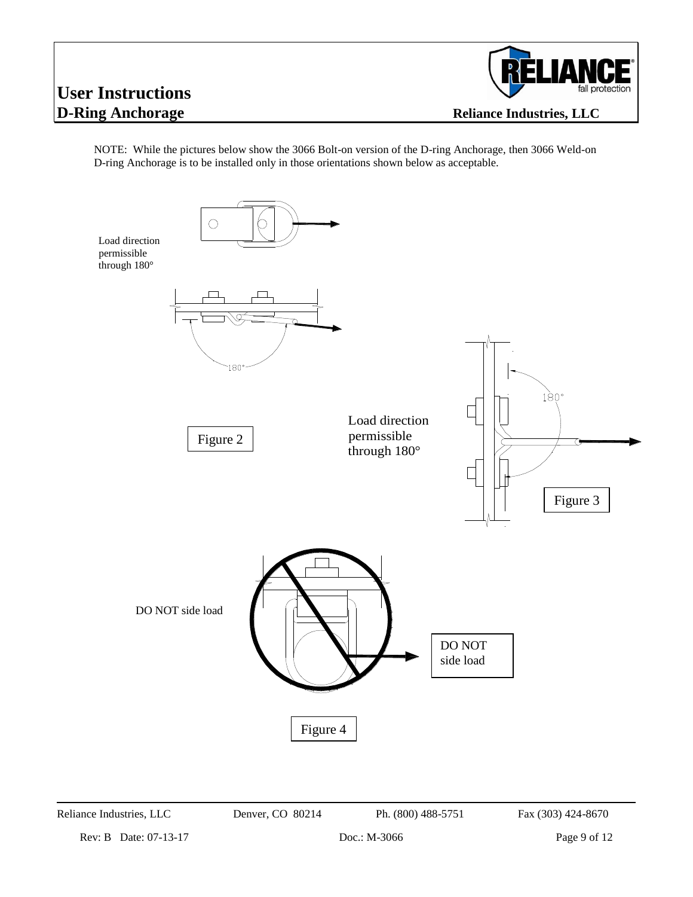NOTE: While the pictures below show the 3066 Bolt-on version of the D-ring Anchorage, then 3066 Weld-on D-ring Anchorage is to be installed only in those orientations shown below as acceptable.

Load direction permissible through 180°

180°

Figure 2

Load direction permissible through 180°

180°

Figure 3

DO NOT side load

DO NOT side load

Figure 4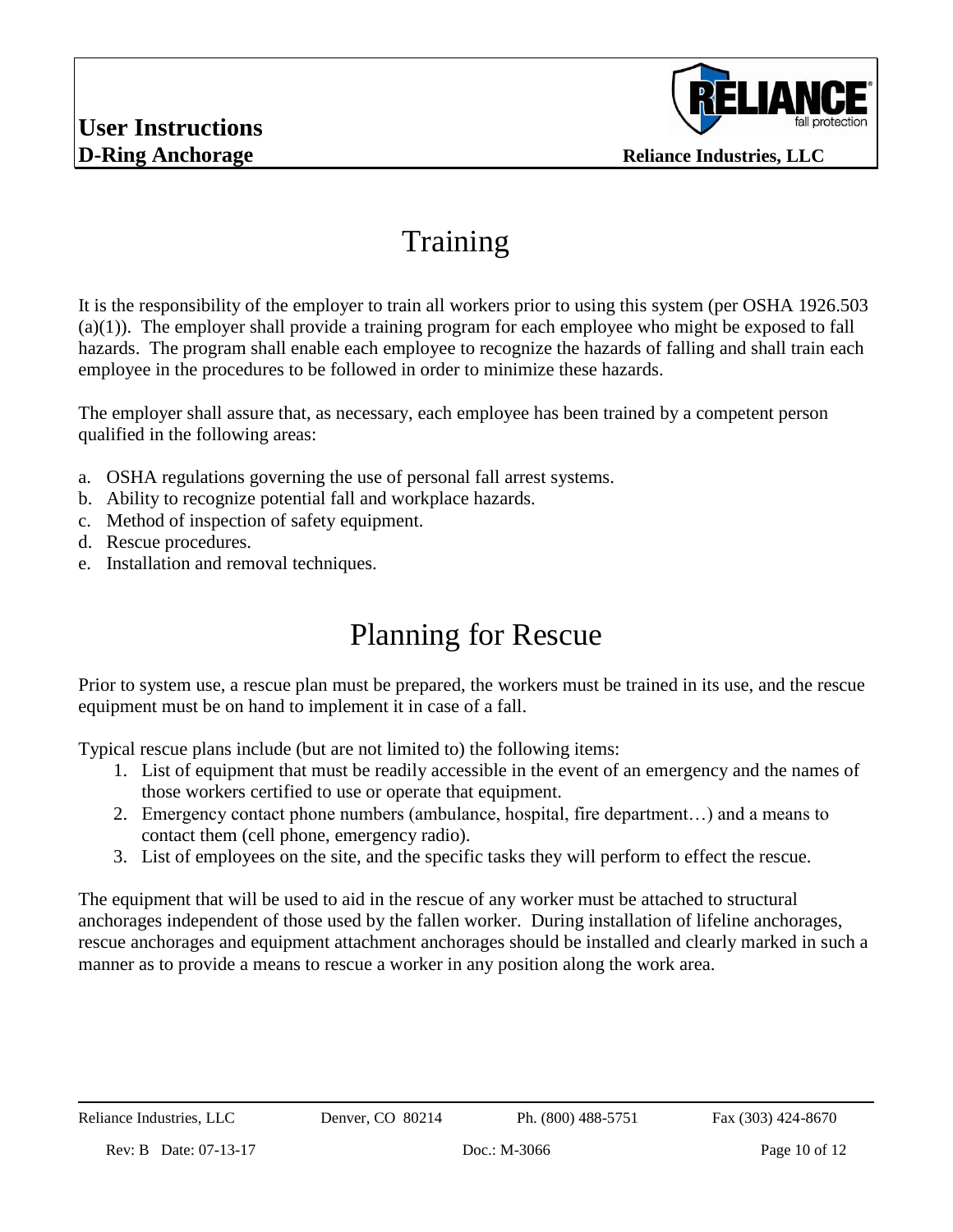# Training

It is the responsibility of the employer to train all workers prior to using this system (per OSHA 1926.503 (a)(1)). The employer shall provide a training program for each employee who might be exposed to fall hazards. The program shall enable each employee to recognize the hazards of falling and shall train each employee in the procedures to be followed in order to minimize these hazards.

The employer shall assure that, as necessary, each employee has been trained by a competent person qualified in the following areas:

a. OSHA regulations governing the use of personal fall arrest systems.
b. Ability to recognize potential fall and workplace hazards.
c. Method of inspection of safety equipment.
d. Rescue procedures.
e. Installation and removal techniques.

# Planning for Rescue

Prior to system use, a rescue plan must be prepared, the workers must be trained in its use, and the rescue equipment must be on hand to implement it in case of a fall.

Typical rescue plans include (but are not limited to) the following items:

1. List of equipment that must be readily accessible in the event of an emergency and the names of those workers certified to use or operate that equipment.
2. Emergency contact phone numbers (ambulance, hospital, fire department…) and a means to contact them (cell phone, emergency radio).
3. List of employees on the site, and the specific tasks they will perform to effect the rescue.

The equipment that will be used to aid in the rescue of any worker must be attached to structural anchorages independent of those used by the fallen worker. During installation of lifeline anchorages, rescue anchorages and equipment attachment anchorages should be installed and clearly marked in such a manner as to provide a means to rescue a worker in any position along the work area.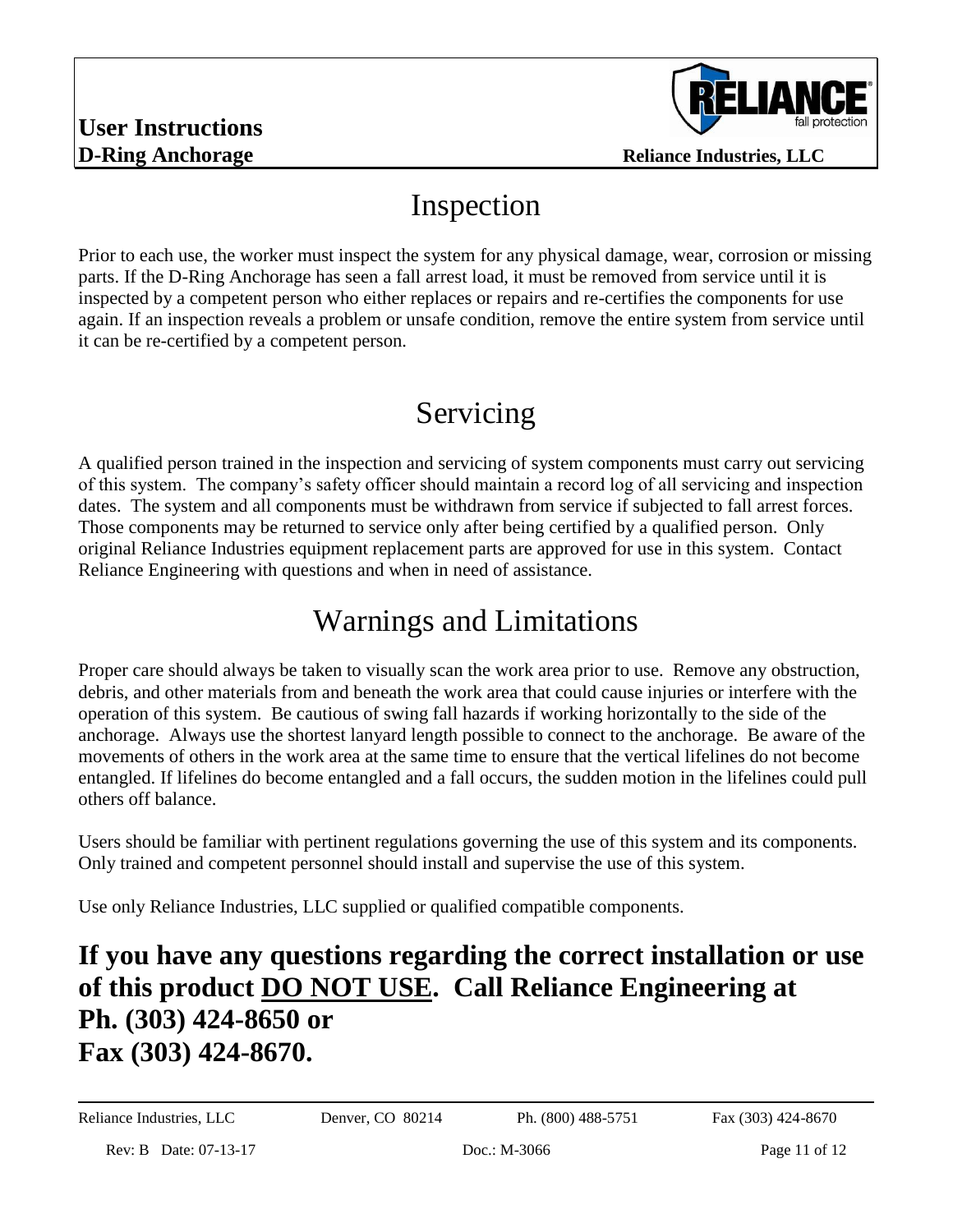# Inspection

Prior to each use, the worker must inspect the system for any physical damage, wear, corrosion or missing parts. If the D-Ring Anchorage has seen a fall arrest load, it must be removed from service until it is inspected by a competent person who either replaces or repairs and re-certifies the components for use again. If an inspection reveals a problem or unsafe condition, remove the entire system from service until it can be re-certified by a competent person.

# Servicing

A qualified person trained in the inspection and servicing of system components must carry out servicing of this system. The company's safety officer should maintain a record log of all servicing and inspection dates. The system and all components must be withdrawn from service if subjected to fall arrest forces. Those components may be returned to service only after being certified by a qualified person. Only original Reliance Industries equipment replacement parts are approved for use in this system. Contact Reliance Engineering with questions and when in need of assistance.

# Warnings and Limitations

Proper care should always be taken to visually scan the work area prior to use. Remove any obstruction, debris, and other materials from and beneath the work area that could cause injuries or interfere with the operation of this system. Be cautious of swing fall hazards if working horizontally to the side of the anchorage. Always use the shortest lanyard length possible to connect to the anchorage. Be aware of the movements of others in the work area at the same time to ensure that the vertical lifelines do not become entangled. If lifelines do become entangled and a fall occurs, the sudden motion in the lifelines could pull others off balance.

Users should be familiar with pertinent regulations governing the use of this system and its components. Only trained and competent personnel should install and supervise the use of this system.

Use only Reliance Industries, LLC supplied or qualified compatible components.

## If you have any questions regarding the correct installation or use of this product <u>DO NOT USE</u>. Call Reliance Engineering at Ph. (303) 424-8650 or Fax (303) 424-8670.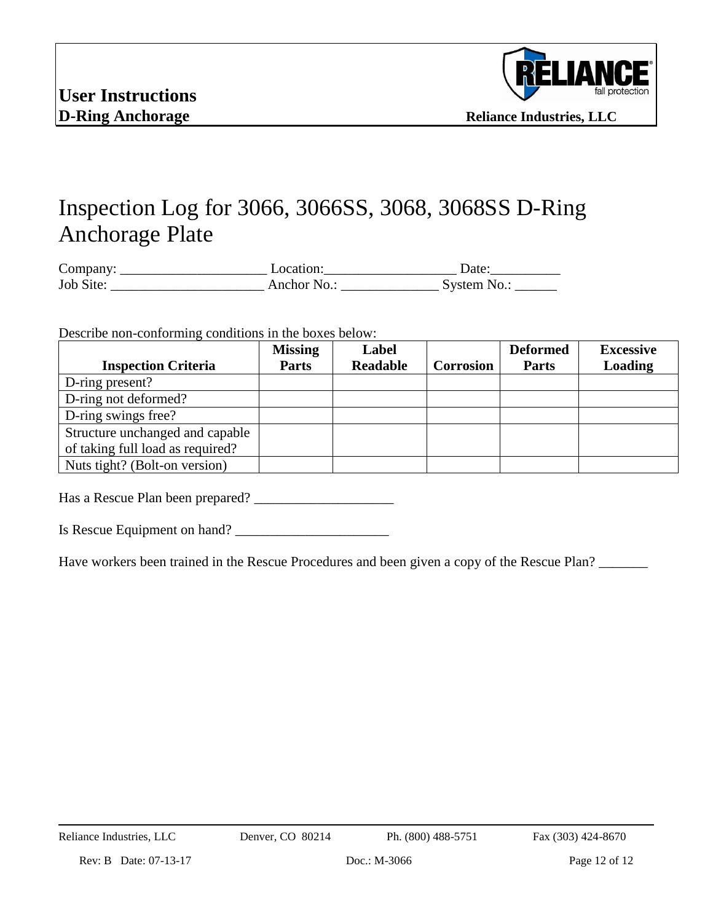# Inspection Log for 3066, 3066SS, 3068, 3068SS D-Ring Anchorage Plate

Company: _____________________ Location:___________________ Date:__________
Job Site: ______________________ Anchor No.: ______________ System No.: ______

Describe non-conforming conditions in the boxes below:

| Inspection Criteria | Missing Parts | Label Readable | Corrosion | Deformed Parts | Excessive Loading |
|---|---|---|---|---|---|
| D-ring present? | | | | | |
| D-ring not deformed? | | | | | |
| D-ring swings free? | | | | | |
| Structure unchanged and capable of taking full load as required? | | | | | |
| Nuts tight? (Bolt-on version) | | | | | |

Has a Rescue Plan been prepared? ____________________

Is Rescue Equipment on hand? ______________________

Have workers been trained in the Rescue Procedures and been given a copy of the Rescue Plan? _______